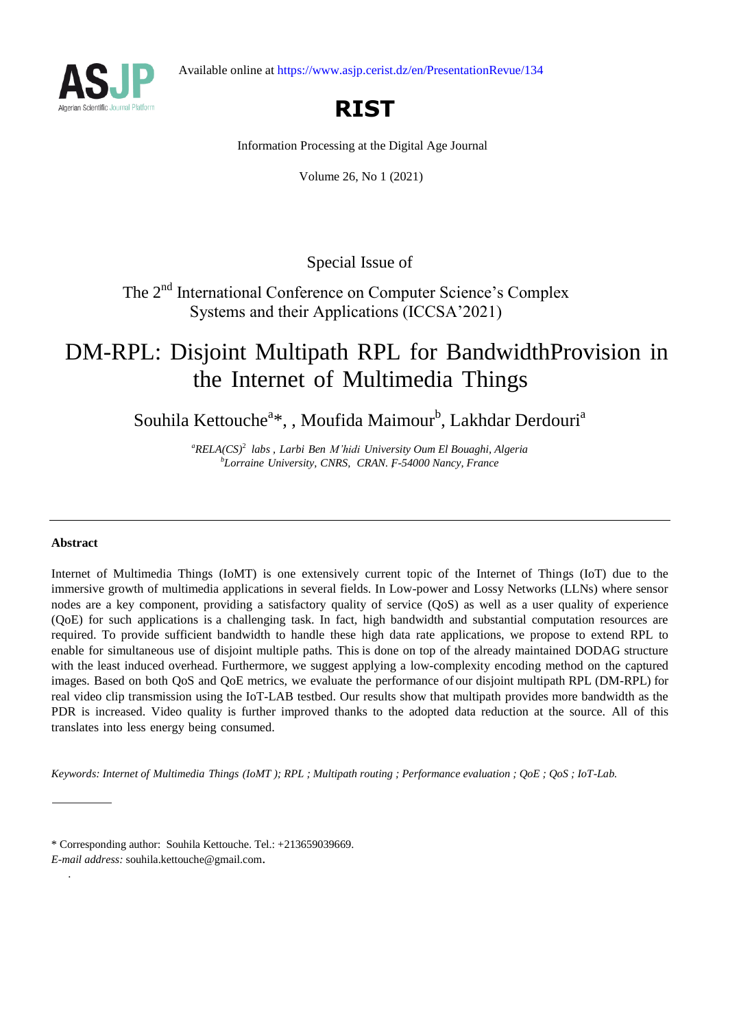Available online at https://www.asjp.cerist.dz/en/PresentationRevue/134

**RIST**

Information Processing at the Digital Age Journal

Volume 26, No 1 (2021)

Special Issue of

The 2nd International Conference on Computer Science's Complex Systems and their Applications (ICCSA'2021)

# DM-RPL: Disjoint Multipath RPL for BandwidthProvision in the Internet of Multimedia Things

Souhila Kettouche[a]*, , Moufida Maimour[b], Lakhdar Derdouri[a]

[a]*RELA(CS)[2] labs , Larbi Ben M'hidi University Oum El Bouaghi, Algeria*
[b]*Lorraine University, CNRS, CRAN. F-54000 Nancy, France*

---

## Abstract

Internet of Multimedia Things (IoMT) is one extensively current topic of the Internet of Things (IoT) due to the immersive growth of multimedia applications in several fields. In Low-power and Lossy Networks (LLNs) where sensor nodes are a key component, providing a satisfactory quality of service (QoS) as well as a user quality of experience (QoE) for such applications is a challenging task. In fact, high bandwidth and substantial computation resources are required. To provide sufficient bandwidth to handle these high data rate applications, we propose to extend RPL to enable for simultaneous use of disjoint multiple paths. This is done on top of the already maintained DODAG structure with the least induced overhead. Furthermore, we suggest applying a low-complexity encoding method on the captured images. Based on both QoS and QoE metrics, we evaluate the performance of our disjoint multipath RPL (DM-RPL) for real video clip transmission using the IoT-LAB testbed. Our results show that multipath provides more bandwidth as the PDR is increased. Video quality is further improved thanks to the adopted data reduction at the source. All of this translates into less energy being consumed.

*Keywords: Internet of Multimedia Things (IoMT ); RPL ; Multipath routing ; Performance evaluation ; QoE ; QoS ; IoT-Lab.*

---

\* Corresponding author: Souhila Kettouche. Tel.: +213659039669.
*E-mail address:* souhila.kettouche@gmail.com.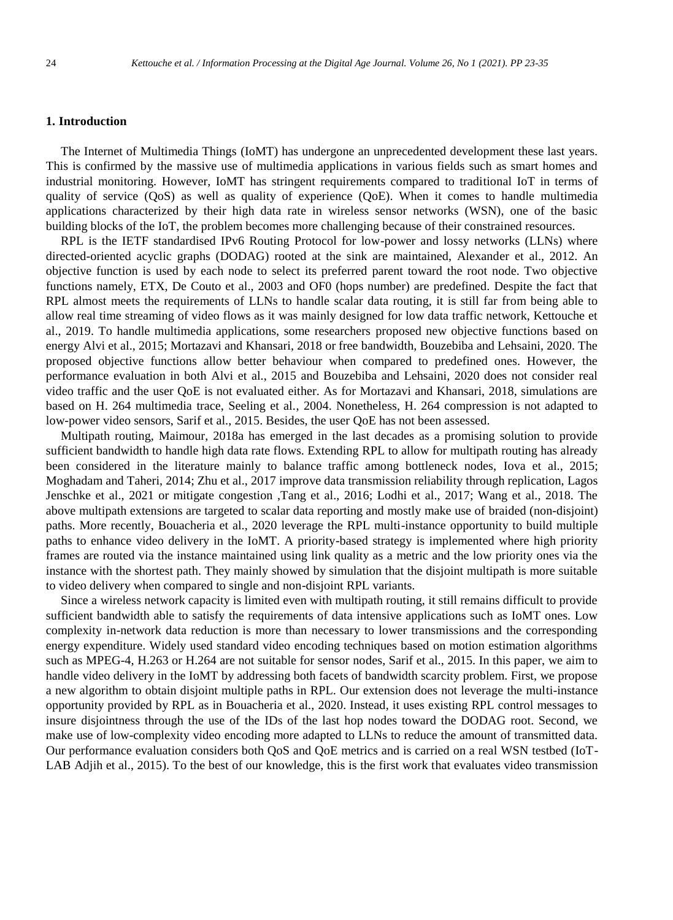## 1. Introduction

The Internet of Multimedia Things (IoMT) has undergone an unprecedented development these last years. This is confirmed by the massive use of multimedia applications in various fields such as smart homes and industrial monitoring. However, IoMT has stringent requirements compared to traditional IoT in terms of quality of service (QoS) as well as quality of experience (QoE). When it comes to handle multimedia applications characterized by their high data rate in wireless sensor networks (WSN), one of the basic building blocks of the IoT, the problem becomes more challenging because of their constrained resources.

RPL is the IETF standardised IPv6 Routing Protocol for low-power and lossy networks (LLNs) where directed-oriented acyclic graphs (DODAG) rooted at the sink are maintained, Alexander et al., 2012. An objective function is used by each node to select its preferred parent toward the root node. Two objective functions namely, ETX, De Couto et al., 2003 and OF0 (hops number) are predefined. Despite the fact that RPL almost meets the requirements of LLNs to handle scalar data routing, it is still far from being able to allow real time streaming of video flows as it was mainly designed for low data traffic network, Kettouche et al., 2019. To handle multimedia applications, some researchers proposed new objective functions based on energy Alvi et al., 2015; Mortazavi and Khansari, 2018 or free bandwidth, Bouzebiba and Lehsaini, 2020. The proposed objective functions allow better behaviour when compared to predefined ones. However, the performance evaluation in both Alvi et al., 2015 and Bouzebiba and Lehsaini, 2020 does not consider real video traffic and the user QoE is not evaluated either. As for Mortazavi and Khansari, 2018, simulations are based on H. 264 multimedia trace, Seeling et al., 2004. Nonetheless, H. 264 compression is not adapted to low-power video sensors, Sarif et al., 2015. Besides, the user QoE has not been assessed.

Multipath routing, Maimour, 2018a has emerged in the last decades as a promising solution to provide sufficient bandwidth to handle high data rate flows. Extending RPL to allow for multipath routing has already been considered in the literature mainly to balance traffic among bottleneck nodes, Iova et al., 2015; Moghadam and Taheri, 2014; Zhu et al., 2017 improve data transmission reliability through replication, Lagos Jenschke et al., 2021 or mitigate congestion ,Tang et al., 2016; Lodhi et al., 2017; Wang et al., 2018. The above multipath extensions are targeted to scalar data reporting and mostly make use of braided (non-disjoint) paths. More recently, Bouacheria et al., 2020 leverage the RPL multi-instance opportunity to build multiple paths to enhance video delivery in the IoMT. A priority-based strategy is implemented where high priority frames are routed via the instance maintained using link quality as a metric and the low priority ones via the instance with the shortest path. They mainly showed by simulation that the disjoint multipath is more suitable to video delivery when compared to single and non-disjoint RPL variants.

Since a wireless network capacity is limited even with multipath routing, it still remains difficult to provide sufficient bandwidth able to satisfy the requirements of data intensive applications such as IoMT ones. Low complexity in-network data reduction is more than necessary to lower transmissions and the corresponding energy expenditure. Widely used standard video encoding techniques based on motion estimation algorithms such as MPEG-4, H.263 or H.264 are not suitable for sensor nodes, Sarif et al., 2015. In this paper, we aim to handle video delivery in the IoMT by addressing both facets of bandwidth scarcity problem. First, we propose a new algorithm to obtain disjoint multiple paths in RPL. Our extension does not leverage the multi-instance opportunity provided by RPL as in Bouacheria et al., 2020. Instead, it uses existing RPL control messages to insure disjointness through the use of the IDs of the last hop nodes toward the DODAG root. Second, we make use of low-complexity video encoding more adapted to LLNs to reduce the amount of transmitted data. Our performance evaluation considers both QoS and QoE metrics and is carried on a real WSN testbed (IoT-LAB Adjih et al., 2015). To the best of our knowledge, this is the first work that evaluates video transmission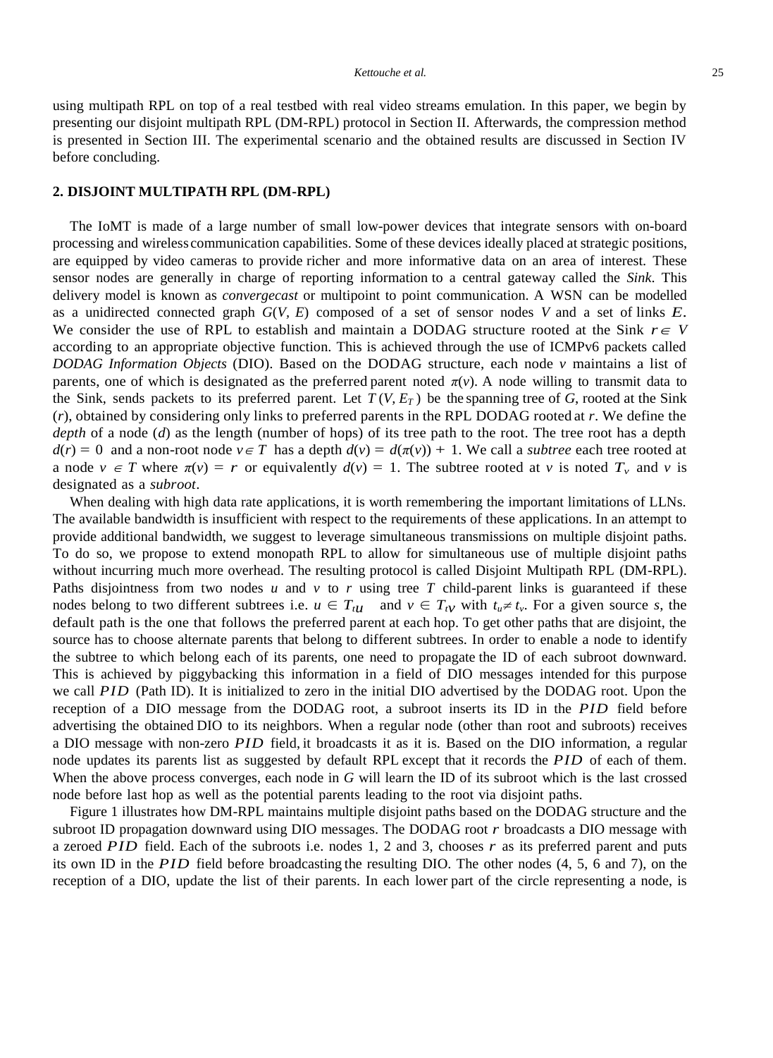using multipath RPL on top of a real testbed with real video streams emulation. In this paper, we begin by presenting our disjoint multipath RPL (DM-RPL) protocol in Section II. Afterwards, the compression method is presented in Section III. The experimental scenario and the obtained results are discussed in Section IV before concluding.

## 2. DISJOINT MULTIPATH RPL (DM-RPL)

The IoMT is made of a large number of small low-power devices that integrate sensors with on-board processing and wireless communication capabilities. Some of these devices ideally placed at strategic positions, are equipped by video cameras to provide richer and more informative data on an area of interest. These sensor nodes are generally in charge of reporting information to a central gateway called the *Sink*. This delivery model is known as *convergecast* or multipoint to point communication. A WSN can be modelled as a unidirected connected graph $G(V, E)$ composed of a set of sensor nodes $V$ and a set of links $E$. We consider the use of RPL to establish and maintain a DODAG structure rooted at the Sink $r \in V$ according to an appropriate objective function. This is achieved through the use of ICMPv6 packets called *DODAG Information Objects* (DIO). Based on the DODAG structure, each node $v$ maintains a list of parents, one of which is designated as the preferred parent noted $\pi(v)$. A node willing to transmit data to the Sink, sends packets to its preferred parent. Let $T(V, E_T)$ be the spanning tree of $G$, rooted at the Sink ($r$), obtained by considering only links to preferred parents in the RPL DODAG rooted at $r$. We define the *depth* of a node ($d$) as the length (number of hops) of its tree path to the root. The tree root has a depth $d(r) = 0$ and a non-root node $v \in T$ has a depth $d(v) = d(\pi(v)) + 1$. We call a *subtree* each tree rooted at a node $v \in T$ where $\pi(v) = r$ or equivalently $d(v) = 1$. The subtree rooted at $v$ is noted $T_v$ and $v$ is designated as a *subroot*.

When dealing with high data rate applications, it is worth remembering the important limitations of LLNs. The available bandwidth is insufficient with respect to the requirements of these applications. In an attempt to provide additional bandwidth, we suggest to leverage simultaneous transmissions on multiple disjoint paths. To do so, we propose to extend monopath RPL to allow for simultaneous use of multiple disjoint paths without incurring much more overhead. The resulting protocol is called Disjoint Multipath RPL (DM-RPL). Paths disjointness from two nodes $u$ and $v$ to $r$ using tree $T$ child-parent links is guaranteed if these nodes belong to two different subtrees i.e. $u \in T_{t_u}$ and $v \in T_{t_v}$ with $t_u \neq t_v$. For a given source $s$, the default path is the one that follows the preferred parent at each hop. To get other paths that are disjoint, the source has to choose alternate parents that belong to different subtrees. In order to enable a node to identify the subtree to which belong each of its parents, one need to propagate the ID of each subroot downward. This is achieved by piggybacking this information in a field of DIO messages intended for this purpose we call $PID$ (Path ID). It is initialized to zero in the initial DIO advertised by the DODAG root. Upon the reception of a DIO message from the DODAG root, a subroot inserts its ID in the $PID$ field before advertising the obtained DIO to its neighbors. When a regular node (other than root and subroots) receives a DIO message with non-zero $PID$ field, it broadcasts it as it is. Based on the DIO information, a regular node updates its parents list as suggested by default RPL except that it records the $PID$ of each of them. When the above process converges, each node in $G$ will learn the ID of its subroot which is the last crossed node before last hop as well as the potential parents leading to the root via disjoint paths.

Figure 1 illustrates how DM-RPL maintains multiple disjoint paths based on the DODAG structure and the subroot ID propagation downward using DIO messages. The DODAG root $r$ broadcasts a DIO message with a zeroed $PID$ field. Each of the subroots i.e. nodes 1, 2 and 3, chooses $r$ as its preferred parent and puts its own ID in the $PID$ field before broadcasting the resulting DIO. The other nodes (4, 5, 6 and 7), on the reception of a DIO, update the list of their parents. In each lower part of the circle representing a node, is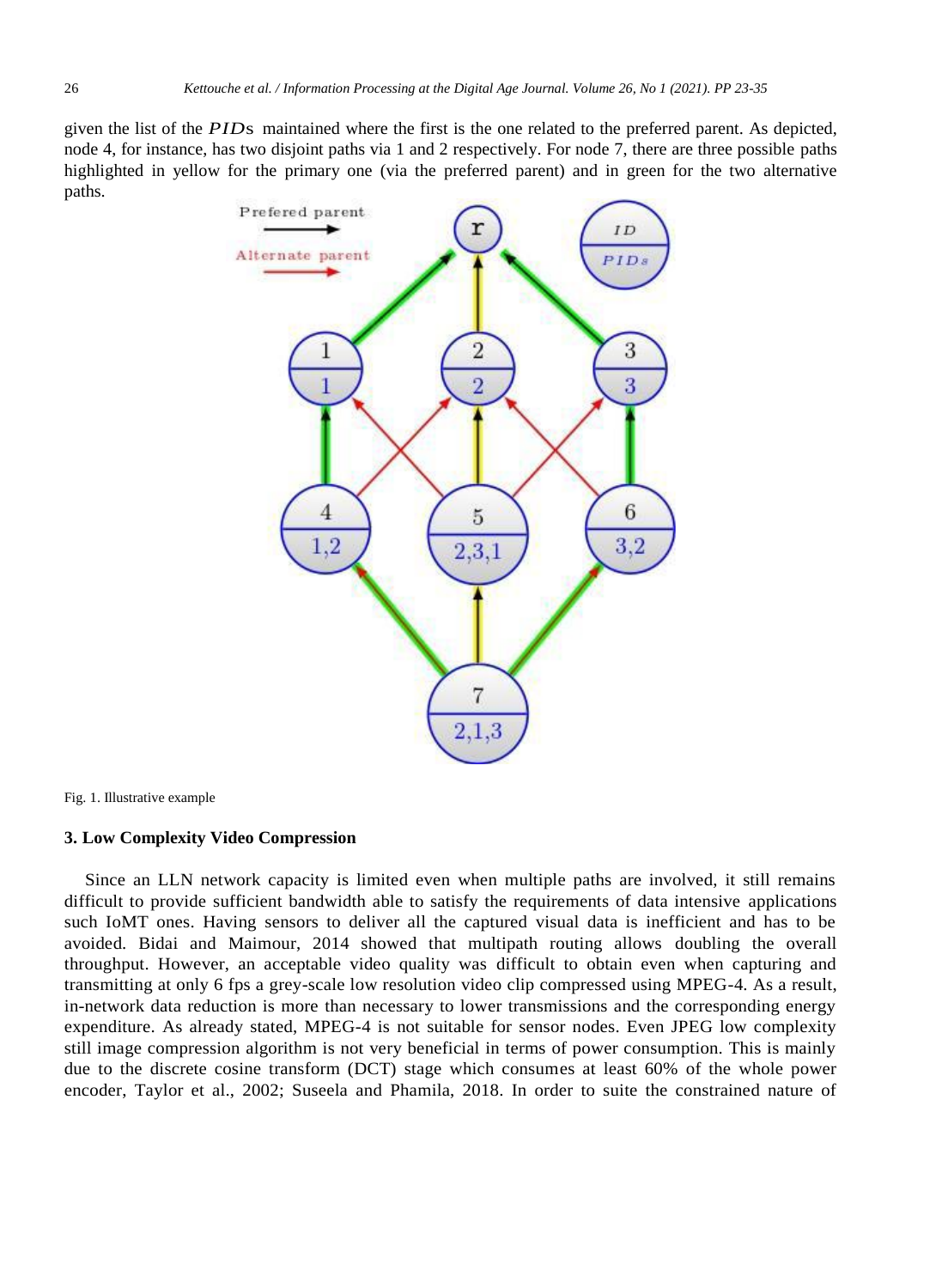given the list of the $PID$s maintained where the first is the one related to the preferred parent. As depicted, node 4, for instance, has two disjoint paths via 1 and 2 respectively. For node 7, there are three possible paths highlighted in yellow for the primary one (via the preferred parent) and in green for the two alternative paths.

Fig. 1. Illustrative example

### 3. Low Complexity Video Compression

Since an LLN network capacity is limited even when multiple paths are involved, it still remains difficult to provide sufficient bandwidth able to satisfy the requirements of data intensive applications such IoMT ones. Having sensors to deliver all the captured visual data is inefficient and has to be avoided. Bidai and Maimour, 2014 showed that multipath routing allows doubling the overall throughput. However, an acceptable video quality was difficult to obtain even when capturing and transmitting at only 6 fps a grey-scale low resolution video clip compressed using MPEG-4. As a result, in-network data reduction is more than necessary to lower transmissions and the corresponding energy expenditure. As already stated, MPEG-4 is not suitable for sensor nodes. Even JPEG low complexity still image compression algorithm is not very beneficial in terms of power consumption. This is mainly due to the discrete cosine transform (DCT) stage which consumes at least 60% of the whole power encoder, Taylor et al., 2002; Suseela and Phamila, 2018. In order to suite the constrained nature of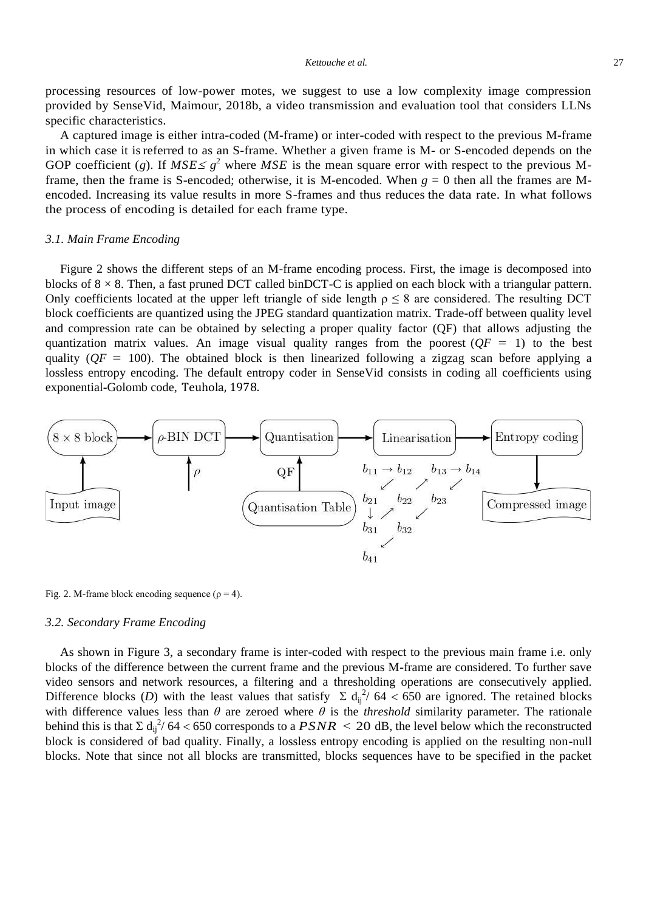processing resources of low-power motes, we suggest to use a low complexity image compression provided by SenseVid, Maimour, 2018b, a video transmission and evaluation tool that considers LLNs specific characteristics.

A captured image is either intra-coded (M-frame) or inter-coded with respect to the previous M-frame in which case it is referred to as an S-frame. Whether a given frame is M- or S-encoded depends on the GOP coefficient ($g$). If $MSE \leq g^2$ where $MSE$ is the mean square error with respect to the previous M-frame, then the frame is S-encoded; otherwise, it is M-encoded. When $g = 0$ then all the frames are M-encoded. Increasing its value results in more S-frames and thus reduces the data rate. In what follows the process of encoding is detailed for each frame type.

### 3.1. Main Frame Encoding

Figure 2 shows the different steps of an M-frame encoding process. First, the image is decomposed into blocks of $8 \times 8$. Then, a fast pruned DCT called binDCT-C is applied on each block with a triangular pattern. Only coefficients located at the upper left triangle of side length $\rho \leq 8$ are considered. The resulting DCT block coefficients are quantized using the JPEG standard quantization matrix. Trade-off between quality level and compression rate can be obtained by selecting a proper quality factor (QF) that allows adjusting the quantization matrix values. An image visual quality ranges from the poorest ($QF = 1$) to the best quality ($QF = 100$). The obtained block is then linearized following a zigzag scan before applying a lossless entropy encoding. The default entropy coder in SenseVid consists in coding all coefficients using exponential-Golomb code, Teuhola, 1978.

Fig. 2. M-frame block encoding sequence ($\rho = 4$).

### 3.2. Secondary Frame Encoding

As shown in Figure 3, a secondary frame is inter-coded with respect to the previous main frame i.e. only blocks of the difference between the current frame and the previous M-frame are considered. To further save video sensors and network resources, a filtering and a thresholding operations are consecutively applied. Difference blocks ($D$) with the least values that satisfy $\Sigma\, d_{ij}^2 / 64 < 650$ are ignored. The retained blocks with difference values less than $\theta$ are zeroed where $\theta$ is the *threshold* similarity parameter. The rationale behind this is that $\Sigma\, d_{ij}^2 / 64 < 650$ corresponds to a $PSNR < 20$ dB, the level below which the reconstructed block is considered of bad quality. Finally, a lossless entropy encoding is applied on the resulting non-null blocks. Note that since not all blocks are transmitted, blocks sequences have to be specified in the packet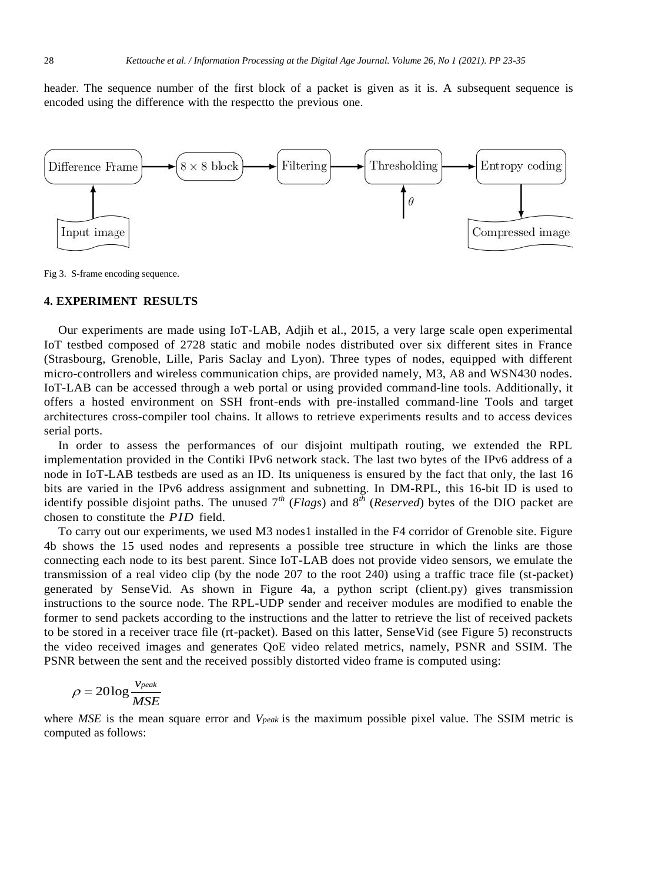header. The sequence number of the first block of a packet is given as it is. A subsequent sequence is encoded using the difference with the respectto the previous one.

Fig 3. S-frame encoding sequence.

## 4. EXPERIMENT RESULTS

Our experiments are made using IoT-LAB, Adjih et al., 2015, a very large scale open experimental IoT testbed composed of 2728 static and mobile nodes distributed over six different sites in France (Strasbourg, Grenoble, Lille, Paris Saclay and Lyon). Three types of nodes, equipped with different micro-controllers and wireless communication chips, are provided namely, M3, A8 and WSN430 nodes. IoT-LAB can be accessed through a web portal or using provided command-line tools. Additionally, it offers a hosted environment on SSH front-ends with pre-installed command-line Tools and target architectures cross-compiler tool chains. It allows to retrieve experiments results and to access devices serial ports.

In order to assess the performances of our disjoint multipath routing, we extended the RPL implementation provided in the Contiki IPv6 network stack. The last two bytes of the IPv6 address of a node in IoT-LAB testbeds are used as an ID. Its uniqueness is ensured by the fact that only, the last 16 bits are varied in the IPv6 address assignment and subnetting. In DM-RPL, this 16-bit ID is used to identify possible disjoint paths. The unused $7^{th}$ (*Flags*) and $8^{th}$ (*Reserved*) bytes of the DIO packet are chosen to constitute the $PID$ field.

To carry out our experiments, we used M3 nodes1 installed in the F4 corridor of Grenoble site. Figure 4b shows the 15 used nodes and represents a possible tree structure in which the links are those connecting each node to its best parent. Since IoT-LAB does not provide video sensors, we emulate the transmission of a real video clip (by the node 207 to the root 240) using a traffic trace file (st-packet) generated by SenseVid. As shown in Figure 4a, a python script (client.py) gives transmission instructions to the source node. The RPL-UDP sender and receiver modules are modified to enable the former to send packets according to the instructions and the latter to retrieve the list of received packets to be stored in a receiver trace file (rt-packet). Based on this latter, SenseVid (see Figure 5) reconstructs the video received images and generates QoE video related metrics, namely, PSNR and SSIM. The PSNR between the sent and the received possibly distorted video frame is computed using:

$$\rho = 20\log\frac{v_{peak}}{MSE}$$

where *MSE* is the mean square error and $V_{peak}$ is the maximum possible pixel value. The SSIM metric is computed as follows: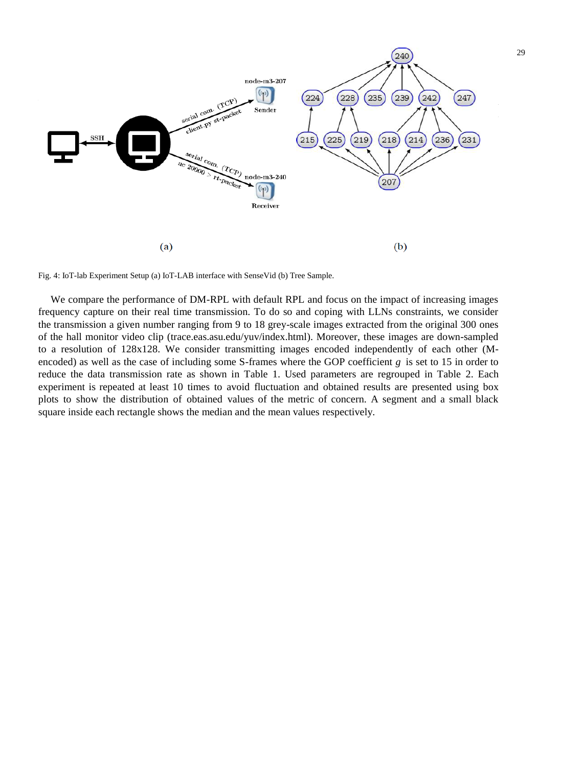Fig. 4: IoT-lab Experiment Setup (a) IoT-LAB interface with SenseVid (b) Tree Sample.

We compare the performance of DM-RPL with default RPL and focus on the impact of increasing images frequency capture on their real time transmission. To do so and coping with LLNs constraints, we consider the transmission a given number ranging from 9 to 18 grey-scale images extracted from the original 300 ones of the hall monitor video clip (trace.eas.asu.edu/yuv/index.html). Moreover, these images are down-sampled to a resolution of 128x128. We consider transmitting images encoded independently of each other (M-encoded) as well as the case of including some S-frames where the GOP coefficient $g$ is set to 15 in order to reduce the data transmission rate as shown in Table 1. Used parameters are regrouped in Table 2. Each experiment is repeated at least 10 times to avoid fluctuation and obtained results are presented using box plots to show the distribution of obtained values of the metric of concern. A segment and a small black square inside each rectangle shows the median and the mean values respectively.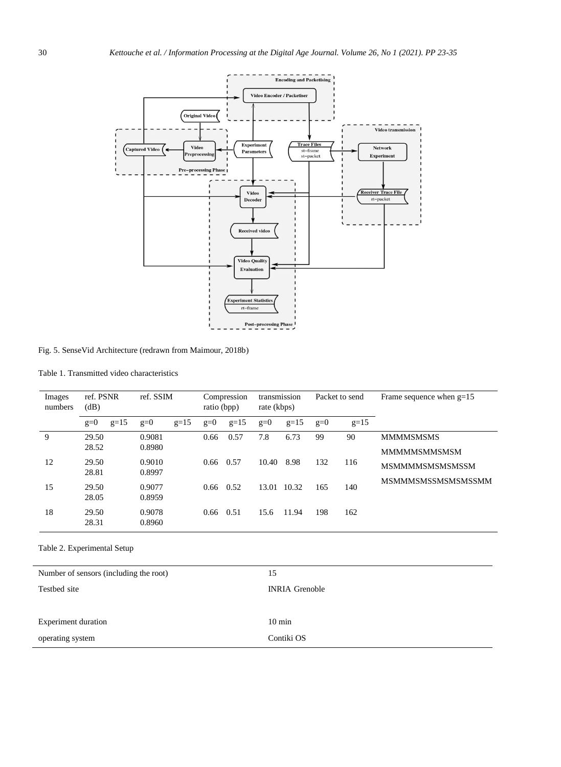Fig. 5. SenseVid Architecture (redrawn from Maimour, 2018b)

Table 1. Transmitted video characteristics

| Images numbers | ref. PSNR (dB) | | ref. SSIM | | Compression ratio (bpp) | | transmission rate (kbps) | | Packet to send | | Frame sequence when g=15 |
|---|---|---|---|---|---|---|---|---|---|---|---|
| | g=0 | g=15 | g=0 | g=15 | g=0 | g=15 | g=0 | g=15 | g=0 | g=15 | |
| 9 | 29.50<br>28.52 | | 0.9081<br>0.8980 | | 0.66 | 0.57 | 7.8 | 6.73 | 99 | 90 | MMMMSMSMS |
| 12 | 29.50<br>28.81 | | 0.9010<br>0.8997 | | 0.66 | 0.57 | 10.40 | 8.98 | 132 | 116 | MMMMMSMMSMSM |
| 15 | 29.50<br>28.05 | | 0.9077<br>0.8959 | | 0.66 | 0.52 | 13.01 | 10.32 | 165 | 140 | MSMMMMSMSMSMSSM |
| 18 | 29.50<br>28.31 | | 0.9078<br>0.8960 | | 0.66 | 0.51 | 15.6 | 11.94 | 198 | 162 | MSMMMSMSSMSMSMSSMM |

Table 2. Experimental Setup

| | |
|---|---|
| Number of sensors (including the root) | 15 |
| Testbed site | INRIA Grenoble |
| Experiment duration | 10 min |
| operating system | Contiki OS |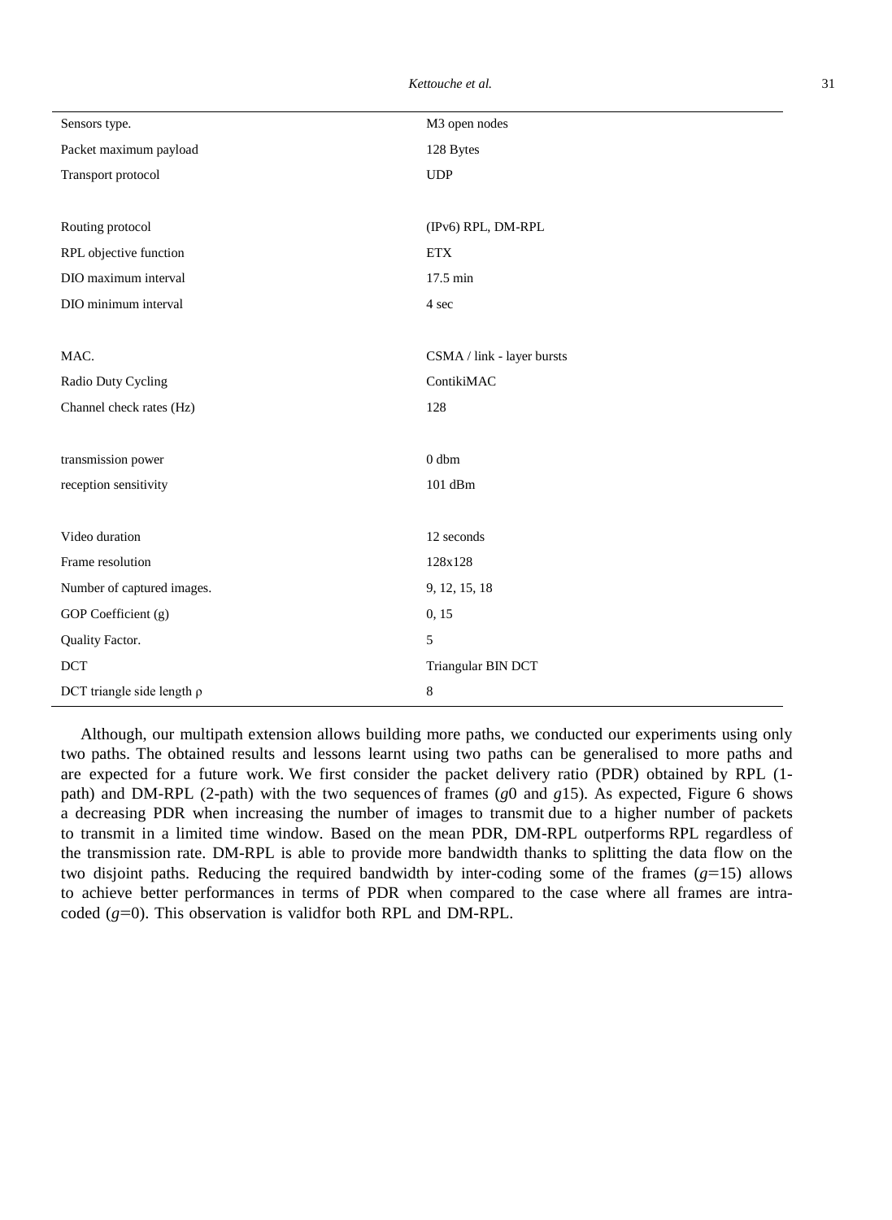| | |
|---|---|
| Sensors type. | M3 open nodes |
| Packet maximum payload | 128 Bytes |
| Transport protocol | UDP |
| | |
| Routing protocol | (IPv6) RPL, DM-RPL |
| RPL objective function | ETX |
| DIO maximum interval | 17.5 min |
| DIO minimum interval | 4 sec |
| | |
| MAC. | CSMA / link - layer bursts |
| Radio Duty Cycling | ContikiMAC |
| Channel check rates (Hz) | 128 |
| | |
| transmission power | 0 dbm |
| reception sensitivity | 101 dBm |
| | |
| Video duration | 12 seconds |
| Frame resolution | 128x128 |
| Number of captured images. | 9, 12, 15, 18 |
| GOP Coefficient (g) | 0, 15 |
| Quality Factor. | 5 |
| DCT | Triangular BIN DCT |
| DCT triangle side length ρ | 8 |

Although, our multipath extension allows building more paths, we conducted our experiments using only two paths. The obtained results and lessons learnt using two paths can be generalised to more paths and are expected for a future work. We first consider the packet delivery ratio (PDR) obtained by RPL (1-path) and DM-RPL (2-path) with the two sequences of frames (*g*0 and *g*15). As expected, Figure 6 shows a decreasing PDR when increasing the number of images to transmit due to a higher number of packets to transmit in a limited time window. Based on the mean PDR, DM-RPL outperforms RPL regardless of the transmission rate. DM-RPL is able to provide more bandwidth thanks to splitting the data flow on the two disjoint paths. Reducing the required bandwidth by inter-coding some of the frames ($g$=15) allows to achieve better performances in terms of PDR when compared to the case where all frames are intra-coded ($g$=0). This observation is validfor both RPL and DM-RPL.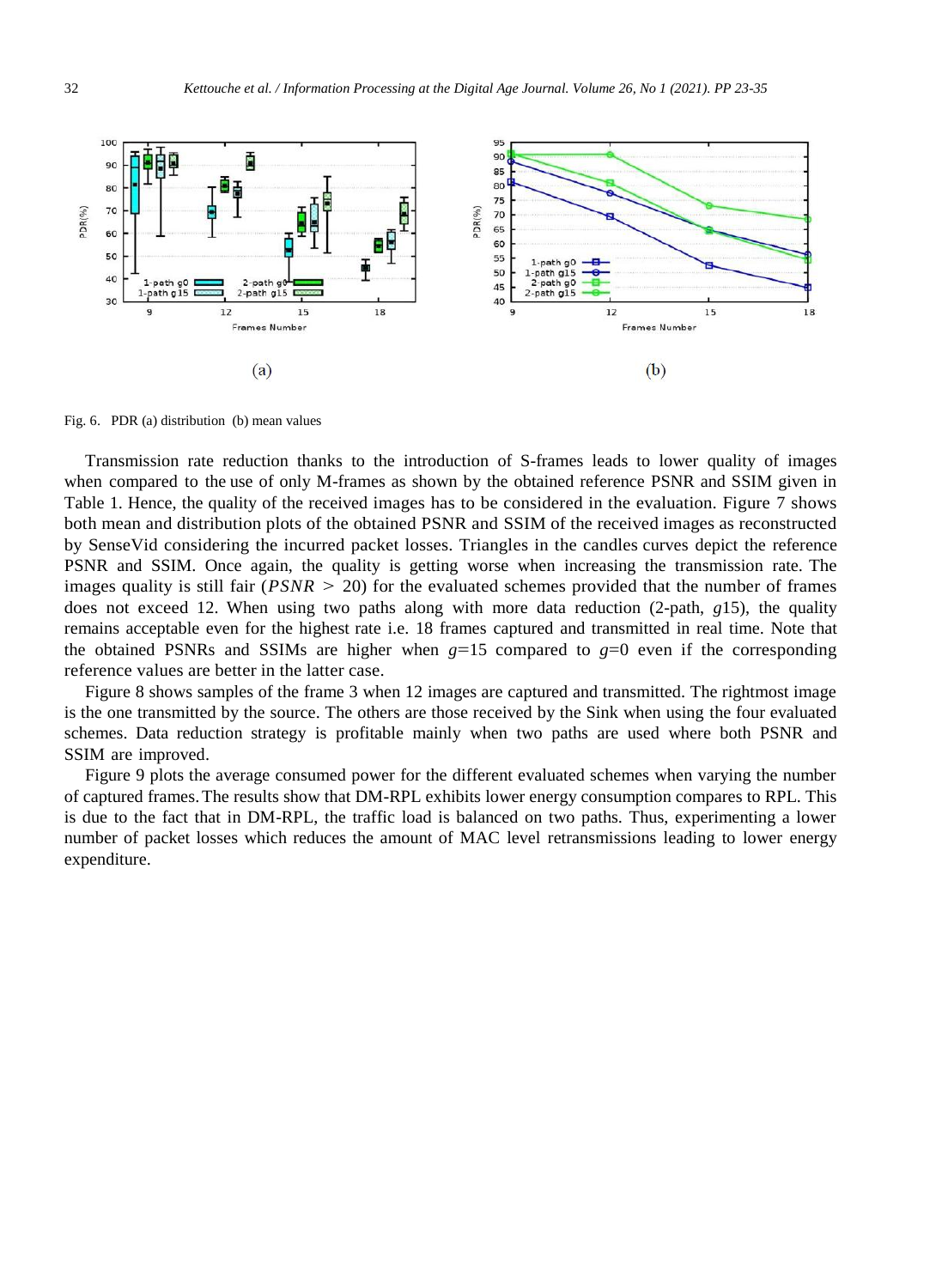Fig. 6. PDR (a) distribution (b) mean values

Transmission rate reduction thanks to the introduction of S-frames leads to lower quality of images when compared to the use of only M-frames as shown by the obtained reference PSNR and SSIM given in Table 1. Hence, the quality of the received images has to be considered in the evaluation. Figure 7 shows both mean and distribution plots of the obtained PSNR and SSIM of the received images as reconstructed by SenseVid considering the incurred packet losses. Triangles in the candles curves depict the reference PSNR and SSIM. Once again, the quality is getting worse when increasing the transmission rate. The images quality is still fair ($PSNR > 20$) for the evaluated schemes provided that the number of frames does not exceed 12. When using two paths along with more data reduction (2-path, $g$15), the quality remains acceptable even for the highest rate i.e. 18 frames captured and transmitted in real time. Note that the obtained PSNRs and SSIMs are higher when $g$=15 compared to $g$=0 even if the corresponding reference values are better in the latter case.

Figure 8 shows samples of the frame 3 when 12 images are captured and transmitted. The rightmost image is the one transmitted by the source. The others are those received by the Sink when using the four evaluated schemes. Data reduction strategy is profitable mainly when two paths are used where both PSNR and SSIM are improved.

Figure 9 plots the average consumed power for the different evaluated schemes when varying the number of captured frames. The results show that DM-RPL exhibits lower energy consumption compares to RPL. This is due to the fact that in DM-RPL, the traffic load is balanced on two paths. Thus, experimenting a lower number of packet losses which reduces the amount of MAC level retransmissions leading to lower energy expenditure.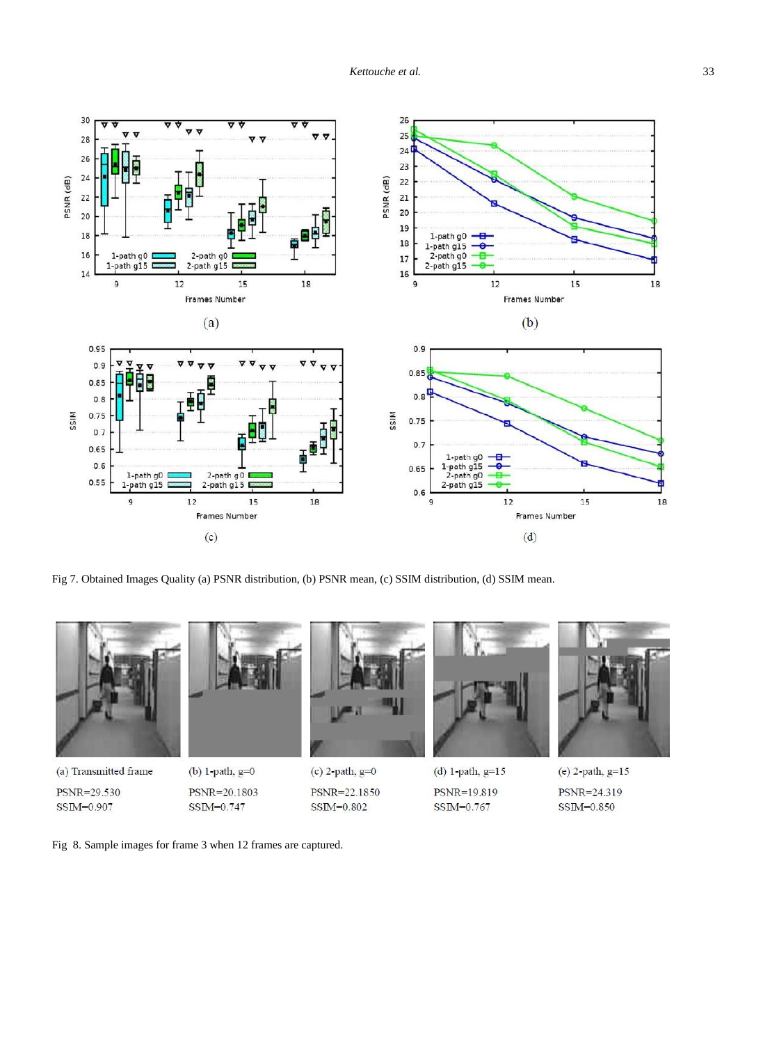Fig 7. Obtained Images Quality (a) PSNR distribution, (b) PSNR mean, (c) SSIM distribution, (d) SSIM mean.

| (a) Transmitted frame | (b) 1-path, g=0 | (c) 2-path, g=0 | (d) 1-path, g=15 | (e) 2-path, g=15 |
|---|---|---|---|---|
| PSNR=29.530 | PSNR=20.1803 | PSNR=22.1850 | PSNR=19.819 | PSNR=24.319 |
| SSIM=0.907 | SSIM=0.747 | SSIM=0.802 | SSIM=0.767 | SSIM=0.850 |

Fig 8. Sample images for frame 3 when 12 frames are captured.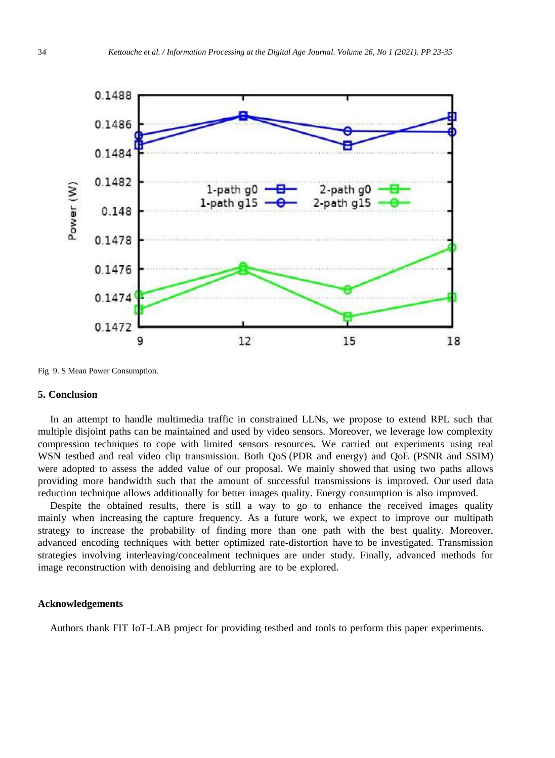Fig 9. S Mean Power Consumption.

## 5. Conclusion

In an attempt to handle multimedia traffic in constrained LLNs, we propose to extend RPL such that multiple disjoint paths can be maintained and used by video sensors. Moreover, we leverage low complexity compression techniques to cope with limited sensors resources. We carried out experiments using real WSN testbed and real video clip transmission. Both QoS (PDR and energy) and QoE (PSNR and SSIM) were adopted to assess the added value of our proposal. We mainly showed that using two paths allows providing more bandwidth such that the amount of successful transmissions is improved. Our used data reduction technique allows additionally for better images quality. Energy consumption is also improved.

Despite the obtained results, there is still a way to go to enhance the received images quality mainly when increasing the capture frequency. As a future work, we expect to improve our multipath strategy to increase the probability of finding more than one path with the best quality. Moreover, advanced encoding techniques with better optimized rate-distortion have to be investigated. Transmission strategies involving interleaving/concealment techniques are under study. Finally, advanced methods for image reconstruction with denoising and deblurring are to be explored.

## Acknowledgements

Authors thank FIT IoT-LAB project for providing testbed and tools to perform this paper experiments.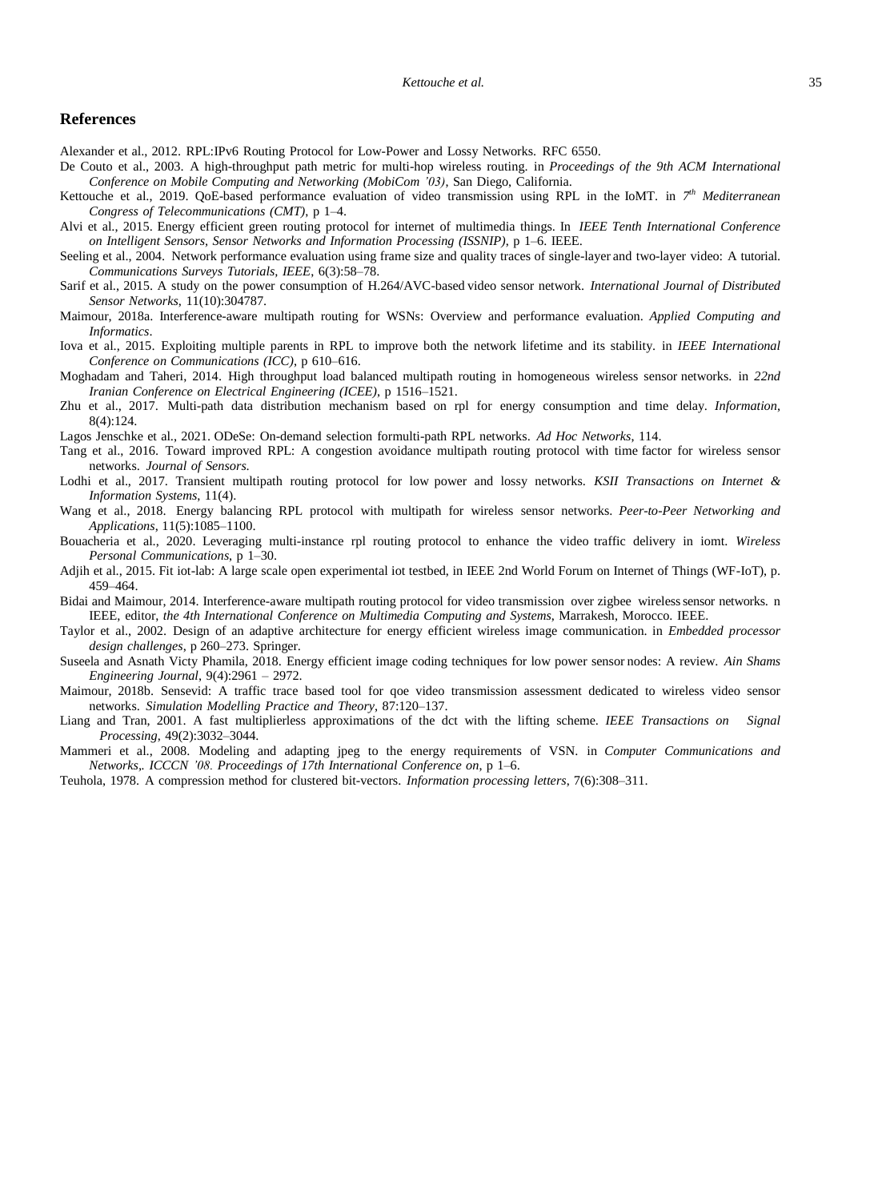## References

Alexander et al., 2012. RPL:IPv6 Routing Protocol for Low-Power and Lossy Networks. RFC 6550.

De Couto et al., 2003. A high-throughput path metric for multi-hop wireless routing. in *Proceedings of the 9th ACM International Conference on Mobile Computing and Networking (MobiCom '03)*, San Diego, California.

Kettouche et al., 2019. QoE-based performance evaluation of video transmission using RPL in the IoMT. in *7th Mediterranean Congress of Telecommunications (CMT)*, p 1–4.

Alvi et al., 2015. Energy efficient green routing protocol for internet of multimedia things. In *IEEE Tenth International Conference on Intelligent Sensors, Sensor Networks and Information Processing (ISSNIP)*, p 1–6. IEEE.

Seeling et al., 2004. Network performance evaluation using frame size and quality traces of single-layer and two-layer video: A tutorial. *Communications Surveys Tutorials, IEEE*, 6(3):58–78.

Sarif et al., 2015. A study on the power consumption of H.264/AVC-based video sensor network. *International Journal of Distributed Sensor Networks*, 11(10):304787.

Maimour, 2018a. Interference-aware multipath routing for WSNs: Overview and performance evaluation. *Applied Computing and Informatics*.

Iova et al., 2015. Exploiting multiple parents in RPL to improve both the network lifetime and its stability. in *IEEE International Conference on Communications (ICC)*, p 610–616.

Moghadam and Taheri, 2014. High throughput load balanced multipath routing in homogeneous wireless sensor networks. in *22nd Iranian Conference on Electrical Engineering (ICEE)*, p 1516–1521.

Zhu et al., 2017. Multi-path data distribution mechanism based on rpl for energy consumption and time delay. *Information*, 8(4):124.

Lagos Jenschke et al., 2021. ODeSe: On-demand selection formulti-path RPL networks. *Ad Hoc Networks*, 114.

Tang et al., 2016. Toward improved RPL: A congestion avoidance multipath routing protocol with time factor for wireless sensor networks. *Journal of Sensors*.

Lodhi et al., 2017. Transient multipath routing protocol for low power and lossy networks. *KSII Transactions on Internet & Information Systems*, 11(4).

Wang et al., 2018. Energy balancing RPL protocol with multipath for wireless sensor networks. *Peer-to-Peer Networking and Applications*, 11(5):1085–1100.

Bouacheria et al., 2020. Leveraging multi-instance rpl routing protocol to enhance the video traffic delivery in iomt. *Wireless Personal Communications*, p 1–30.

Adjih et al., 2015. Fit iot-lab: A large scale open experimental iot testbed, in IEEE 2nd World Forum on Internet of Things (WF-IoT), p. 459–464.

Bidai and Maimour, 2014. Interference-aware multipath routing protocol for video transmission over zigbee wireless sensor networks. n IEEE, editor, *the 4th International Conference on Multimedia Computing and Systems*, Marrakesh, Morocco. IEEE.

Taylor et al., 2002. Design of an adaptive architecture for energy efficient wireless image communication. in *Embedded processor design challenges*, p 260–273. Springer.

Suseela and Asnath Victy Phamila, 2018. Energy efficient image coding techniques for low power sensor nodes: A review. *Ain Shams Engineering Journal*, 9(4):2961 – 2972.

Maimour, 2018b. Sensevid: A traffic trace based tool for qoe video transmission assessment dedicated to wireless video sensor networks. *Simulation Modelling Practice and Theory*, 87:120–137.

Liang and Tran, 2001. A fast multiplierless approximations of the dct with the lifting scheme. *IEEE Transactions on Signal Processing*, 49(2):3032–3044.

Mammeri et al., 2008. Modeling and adapting jpeg to the energy requirements of VSN. in *Computer Communications and Networks,. ICCCN '08. Proceedings of 17th International Conference on*, p 1–6.

Teuhola, 1978. A compression method for clustered bit-vectors. *Information processing letters*, 7(6):308–311.